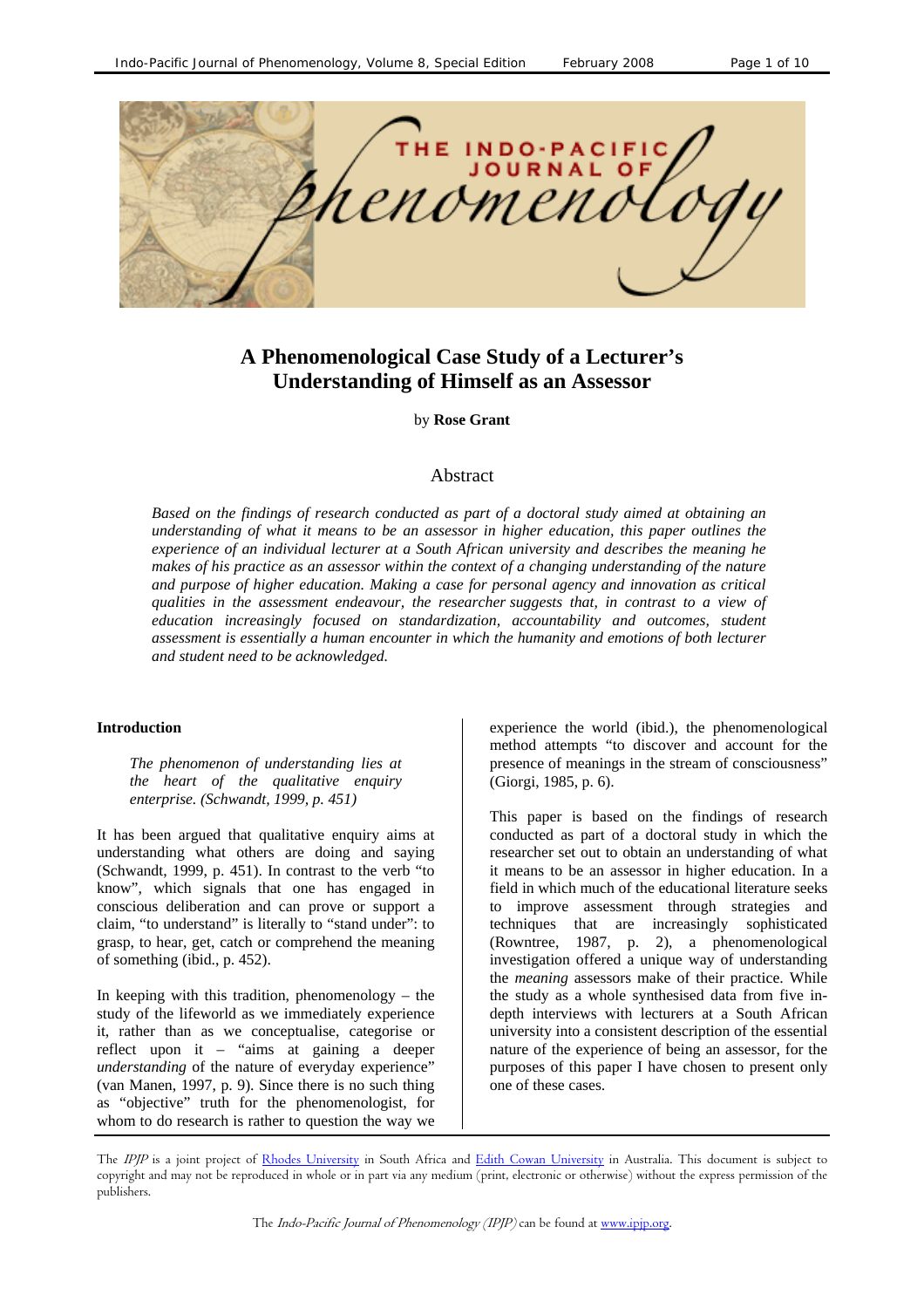# A Phenomenological Case Study of a Lecturer's Understanding of Himself as an Assessor

by **Rose Grant**

## Abstract

*Based on the findings of research conducted as part of a doctoral study aimed at obtaining an understanding of what it means to be an assessor in higher education, this paper outlines the experience of an individual lecturer at a South African university and describes the meaning he makes of his practice as an assessor within the context of a changing understanding of the nature and purpose of higher education. Making a case for personal agency and innovation as critical qualities in the assessment endeavour, the researcher suggests that, in contrast to a view of education increasingly focused on standardization, accountability and outcomes, student assessment is essentially a human encounter in which the humanity and emotions of both lecturer and student need to be acknowledged.*

### Introduction

> *The phenomenon of understanding lies at the heart of the qualitative enquiry enterprise. (Schwandt, 1999, p. 451)*

It has been argued that qualitative enquiry aims at understanding what others are doing and saying (Schwandt, 1999, p. 451). In contrast to the verb "to know", which signals that one has engaged in conscious deliberation and can prove or support a claim, "to understand" is literally to "stand under": to grasp, to hear, get, catch or comprehend the meaning of something (ibid., p. 452).

In keeping with this tradition, phenomenology – the study of the lifeworld as we immediately experience it, rather than as we conceptualise, categorise or reflect upon it – "aims at gaining a deeper *understanding* of the nature of everyday experience" (van Manen, 1997, p. 9). Since there is no such thing as "objective" truth for the phenomenologist, for whom to do research is rather to question the way we experience the world (ibid.), the phenomenological method attempts "to discover and account for the presence of meanings in the stream of consciousness" (Giorgi, 1985, p. 6).

This paper is based on the findings of research conducted as part of a doctoral study in which the researcher set out to obtain an understanding of what it means to be an assessor in higher education. In a field in which much of the educational literature seeks to improve assessment through strategies and techniques that are increasingly sophisticated (Rowntree, 1987, p. 2), a phenomenological investigation offered a unique way of understanding the *meaning* assessors make of their practice. While the study as a whole synthesised data from five in-depth interviews with lecturers at a South African university into a consistent description of the essential nature of the experience of being an assessor, for the purposes of this paper I have chosen to present only one of these cases.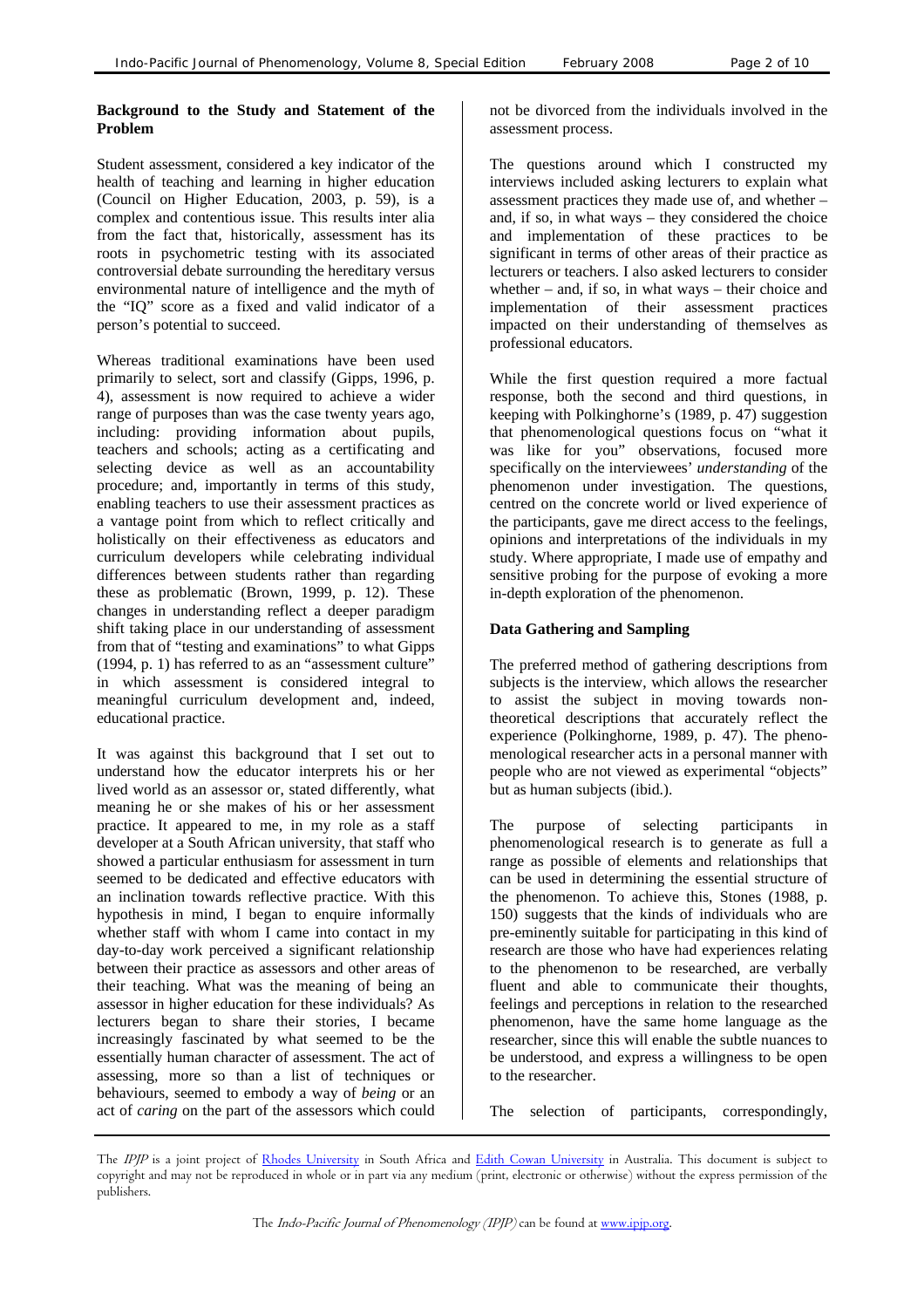## Background to the Study and Statement of the Problem

Student assessment, considered a key indicator of the health of teaching and learning in higher education (Council on Higher Education, 2003, p. 59), is a complex and contentious issue. This results inter alia from the fact that, historically, assessment has its roots in psychometric testing with its associated controversial debate surrounding the hereditary versus environmental nature of intelligence and the myth of the "IQ" score as a fixed and valid indicator of a person's potential to succeed.

Whereas traditional examinations have been used primarily to select, sort and classify (Gipps, 1996, p. 4), assessment is now required to achieve a wider range of purposes than was the case twenty years ago, including: providing information about pupils, teachers and schools; acting as a certificating and selecting device as well as an accountability procedure; and, importantly in terms of this study, enabling teachers to use their assessment practices as a vantage point from which to reflect critically and holistically on their effectiveness as educators and curriculum developers while celebrating individual differences between students rather than regarding these as problematic (Brown, 1999, p. 12). These changes in understanding reflect a deeper paradigm shift taking place in our understanding of assessment from that of "testing and examinations" to what Gipps (1994, p. 1) has referred to as an "assessment culture" in which assessment is considered integral to meaningful curriculum development and, indeed, educational practice.

It was against this background that I set out to understand how the educator interprets his or her lived world as an assessor or, stated differently, what meaning he or she makes of his or her assessment practice. It appeared to me, in my role as a staff developer at a South African university, that staff who showed a particular enthusiasm for assessment in turn seemed to be dedicated and effective educators with an inclination towards reflective practice. With this hypothesis in mind, I began to enquire informally whether staff with whom I came into contact in my day-to-day work perceived a significant relationship between their practice as assessors and other areas of their teaching. What was the meaning of being an assessor in higher education for these individuals? As lecturers began to share their stories, I became increasingly fascinated by what seemed to be the essentially human character of assessment. The act of assessing, more so than a list of techniques or behaviours, seemed to embody a way of *being* or an act of *caring* on the part of the assessors which could not be divorced from the individuals involved in the assessment process.

The questions around which I constructed my interviews included asking lecturers to explain what assessment practices they made use of, and whether – and, if so, in what ways – they considered the choice and implementation of these practices to be significant in terms of other areas of their practice as lecturers or teachers. I also asked lecturers to consider whether – and, if so, in what ways – their choice and implementation of their assessment practices impacted on their understanding of themselves as professional educators.

While the first question required a more factual response, both the second and third questions, in keeping with Polkinghorne's (1989, p. 47) suggestion that phenomenological questions focus on "what it was like for you" observations, focused more specifically on the interviewees' *understanding* of the phenomenon under investigation. The questions, centred on the concrete world or lived experience of the participants, gave me direct access to the feelings, opinions and interpretations of the individuals in my study. Where appropriate, I made use of empathy and sensitive probing for the purpose of evoking a more in-depth exploration of the phenomenon.

## Data Gathering and Sampling

The preferred method of gathering descriptions from subjects is the interview, which allows the researcher to assist the subject in moving towards non-theoretical descriptions that accurately reflect the experience (Polkinghorne, 1989, p. 47). The phenomenological researcher acts in a personal manner with people who are not viewed as experimental "objects" but as human subjects (ibid.).

The purpose of selecting participants in phenomenological research is to generate as full a range as possible of elements and relationships that can be used in determining the essential structure of the phenomenon. To achieve this, Stones (1988, p. 150) suggests that the kinds of individuals who are pre-eminently suitable for participating in this kind of research are those who have had experiences relating to the phenomenon to be researched, are verbally fluent and able to communicate their thoughts, feelings and perceptions in relation to the researched phenomenon, have the same home language as the researcher, since this will enable the subtle nuances to be understood, and express a willingness to be open to the researcher.

The selection of participants, correspondingly,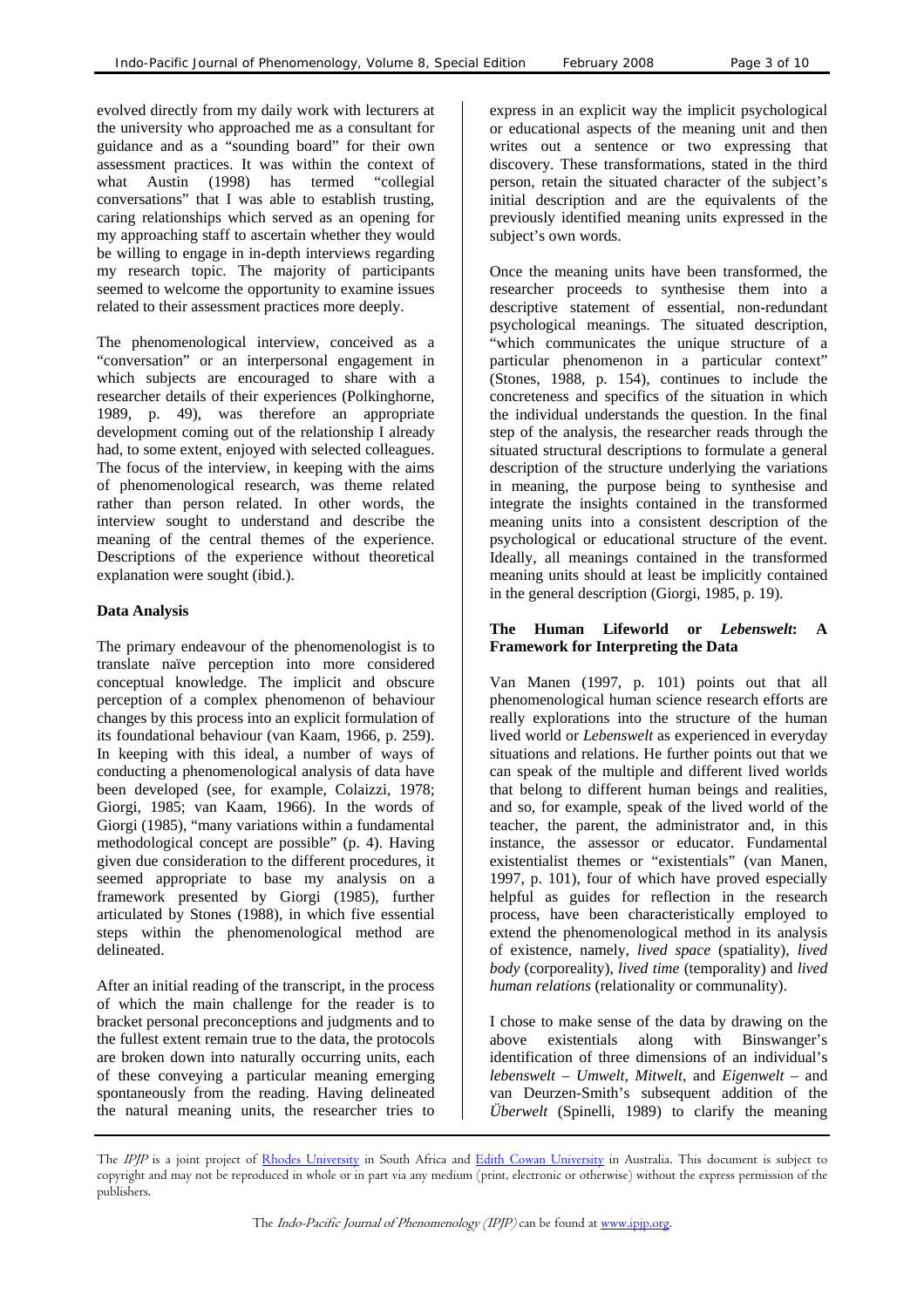evolved directly from my daily work with lecturers at the university who approached me as a consultant for guidance and as a "sounding board" for their own assessment practices. It was within the context of what Austin (1998) has termed "collegial conversations" that I was able to establish trusting, caring relationships which served as an opening for my approaching staff to ascertain whether they would be willing to engage in in-depth interviews regarding my research topic. The majority of participants seemed to welcome the opportunity to examine issues related to their assessment practices more deeply.

The phenomenological interview, conceived as a "conversation" or an interpersonal engagement in which subjects are encouraged to share with a researcher details of their experiences (Polkinghorne, 1989, p. 49), was therefore an appropriate development coming out of the relationship I already had, to some extent, enjoyed with selected colleagues. The focus of the interview, in keeping with the aims of phenomenological research, was theme related rather than person related. In other words, the interview sought to understand and describe the meaning of the central themes of the experience. Descriptions of the experience without theoretical explanation were sought (ibid.).

**Data Analysis**

The primary endeavour of the phenomenologist is to translate naïve perception into more considered conceptual knowledge. The implicit and obscure perception of a complex phenomenon of behaviour changes by this process into an explicit formulation of its foundational behaviour (van Kaam, 1966, p. 259). In keeping with this ideal, a number of ways of conducting a phenomenological analysis of data have been developed (see, for example, Colaizzi, 1978; Giorgi, 1985; van Kaam, 1966). In the words of Giorgi (1985), "many variations within a fundamental methodological concept are possible" (p. 4). Having given due consideration to the different procedures, it seemed appropriate to base my analysis on a framework presented by Giorgi (1985), further articulated by Stones (1988), in which five essential steps within the phenomenological method are delineated.

After an initial reading of the transcript, in the process of which the main challenge for the reader is to bracket personal preconceptions and judgments and to the fullest extent remain true to the data, the protocols are broken down into naturally occurring units, each of these conveying a particular meaning emerging spontaneously from the reading. Having delineated the natural meaning units, the researcher tries to express in an explicit way the implicit psychological or educational aspects of the meaning unit and then writes out a sentence or two expressing that discovery. These transformations, stated in the third person, retain the situated character of the subject's initial description and are the equivalents of the previously identified meaning units expressed in the subject's own words.

Once the meaning units have been transformed, the researcher proceeds to synthesise them into a descriptive statement of essential, non-redundant psychological meanings. The situated description, "which communicates the unique structure of a particular phenomenon in a particular context" (Stones, 1988, p. 154), continues to include the concreteness and specifics of the situation in which the individual understands the question. In the final step of the analysis, the researcher reads through the situated structural descriptions to formulate a general description of the structure underlying the variations in meaning, the purpose being to synthesise and integrate the insights contained in the transformed meaning units into a consistent description of the psychological or educational structure of the event. Ideally, all meanings contained in the transformed meaning units should at least be implicitly contained in the general description (Giorgi, 1985, p. 19).

**The Human Lifeworld or *Lebenswelt*: A Framework for Interpreting the Data**

Van Manen (1997, p. 101) points out that all phenomenological human science research efforts are really explorations into the structure of the human lived world or *Lebenswelt* as experienced in everyday situations and relations. He further points out that we can speak of the multiple and different lived worlds that belong to different human beings and realities, and so, for example, speak of the lived world of the teacher, the parent, the administrator and, in this instance, the assessor or educator. Fundamental existentialist themes or "existentials" (van Manen, 1997, p. 101), four of which have proved especially helpful as guides for reflection in the research process, have been characteristically employed to extend the phenomenological method in its analysis of existence, namely, *lived space* (spatiality), *lived body* (corporeality), *lived time* (temporality) and *lived human relations* (relationality or communality).

I chose to make sense of the data by drawing on the above existentials along with Binswanger's identification of three dimensions of an individual's *lebenswelt* – *Umwelt, Mitwelt*, and *Eigenwelt* – and van Deurzen-Smith's subsequent addition of the *Überwelt* (Spinelli, 1989) to clarify the meaning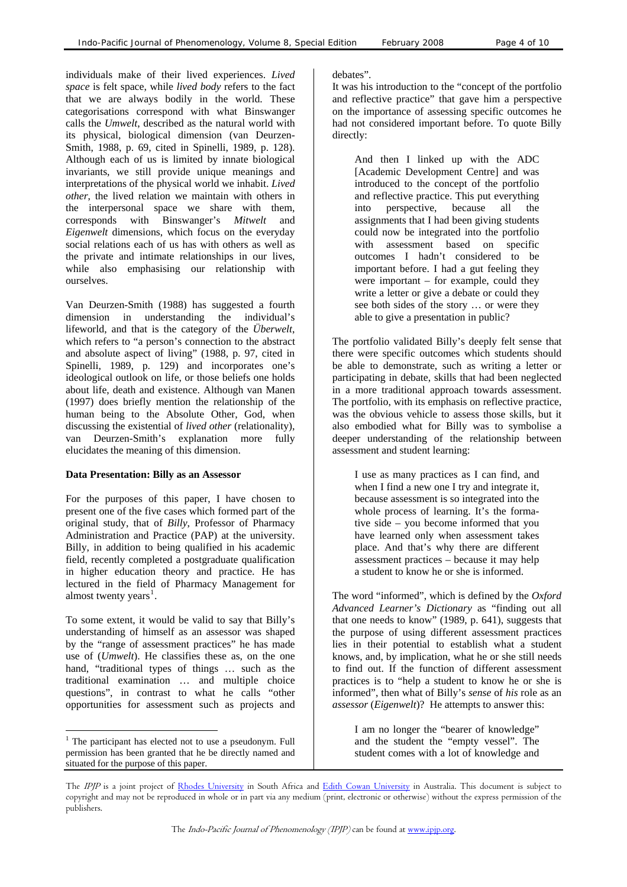individuals make of their lived experiences. *Lived space* is felt space, while *lived body* refers to the fact that we are always bodily in the world. These categorisations correspond with what Binswanger calls the *Umwelt*, described as the natural world with its physical, biological dimension (van Deurzen-Smith, 1988, p. 69, cited in Spinelli, 1989, p. 128). Although each of us is limited by innate biological invariants, we still provide unique meanings and interpretations of the physical world we inhabit. *Lived other*, the lived relation we maintain with others in the interpersonal space we share with them, corresponds with Binswanger's *Mitwelt* and *Eigenwelt* dimensions, which focus on the everyday social relations each of us has with others as well as the private and intimate relationships in our lives, while also emphasising our relationship with ourselves.

Van Deurzen-Smith (1988) has suggested a fourth dimension in understanding the individual's lifeworld, and that is the category of the *Überwelt*, which refers to "a person's connection to the abstract and absolute aspect of living" (1988, p. 97, cited in Spinelli, 1989, p. 129) and incorporates one's ideological outlook on life, or those beliefs one holds about life, death and existence. Although van Manen (1997) does briefly mention the relationship of the human being to the Absolute Other, God, when discussing the existential of *lived other* (relationality), van Deurzen-Smith's explanation more fully elucidates the meaning of this dimension.

**Data Presentation: Billy as an Assessor**

For the purposes of this paper, I have chosen to present one of the five cases which formed part of the original study, that of *Billy*, Professor of Pharmacy Administration and Practice (PAP) at the university. Billy, in addition to being qualified in his academic field, recently completed a postgraduate qualification in higher education theory and practice. He has lectured in the field of Pharmacy Management for almost twenty years[1].

To some extent, it would be valid to say that Billy's understanding of himself as an assessor was shaped by the "range of assessment practices" he has made use of (*Umwelt*). He classifies these as, on the one hand, "traditional types of things … such as the traditional examination … and multiple choice questions", in contrast to what he calls "other opportunities for assessment such as projects and debates".

It was his introduction to the "concept of the portfolio and reflective practice" that gave him a perspective on the importance of assessing specific outcomes he had not considered important before. To quote Billy directly:

> And then I linked up with the ADC [Academic Development Centre] and was introduced to the concept of the portfolio and reflective practice. This put everything into perspective, because all the assignments that I had been giving students could now be integrated into the portfolio with assessment based on specific outcomes I hadn't considered to be important before. I had a gut feeling they were important – for example, could they write a letter or give a debate or could they see both sides of the story … or were they able to give a presentation in public?

The portfolio validated Billy's deeply felt sense that there were specific outcomes which students should be able to demonstrate, such as writing a letter or participating in debate, skills that had been neglected in a more traditional approach towards assessment. The portfolio, with its emphasis on reflective practice, was the obvious vehicle to assess those skills, but it also embodied what for Billy was to symbolise a deeper understanding of the relationship between assessment and student learning:

> I use as many practices as I can find, and when I find a new one I try and integrate it, because assessment is so integrated into the whole process of learning. It's the formative side – you become informed that you have learned only when assessment takes place. And that's why there are different assessment practices – because it may help a student to know he or she is informed.

The word "informed", which is defined by the *Oxford Advanced Learner's Dictionary* as "finding out all that one needs to know" (1989, p. 641), suggests that the purpose of using different assessment practices lies in their potential to establish what a student knows, and, by implication, what he or she still needs to find out. If the function of different assessment practices is to "help a student to know he or she is informed", then what of Billy's *sense* of *his* role as an *assessor* (*Eigenwelt*)? He attempts to answer this:

> I am no longer the "bearer of knowledge" and the student the "empty vessel". The student comes with a lot of knowledge and

---

[1] The participant has elected not to use a pseudonym. Full permission has been granted that he be directly named and situated for the purpose of this paper.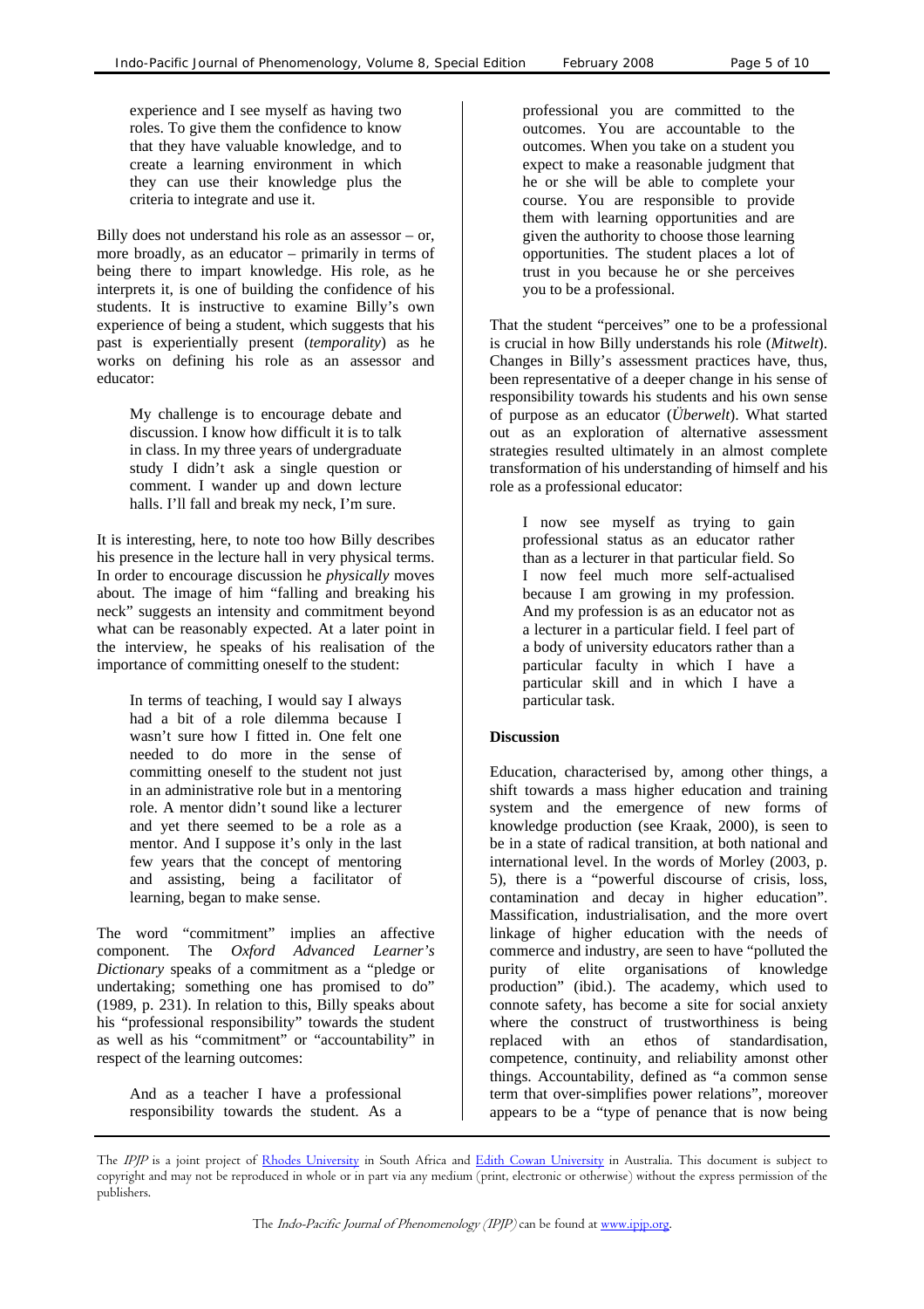> experience and I see myself as having two roles. To give them the confidence to know that they have valuable knowledge, and to create a learning environment in which they can use their knowledge plus the criteria to integrate and use it.

Billy does not understand his role as an assessor – or, more broadly, as an educator – primarily in terms of being there to impart knowledge. His role, as he interprets it, is one of building the confidence of his students. It is instructive to examine Billy's own experience of being a student, which suggests that his past is experientially present (*temporality*) as he works on defining his role as an assessor and educator:

> My challenge is to encourage debate and discussion. I know how difficult it is to talk in class. In my three years of undergraduate study I didn't ask a single question or comment. I wander up and down lecture halls. I'll fall and break my neck, I'm sure.

It is interesting, here, to note too how Billy describes his presence in the lecture hall in very physical terms. In order to encourage discussion he *physically* moves about. The image of him "falling and breaking his neck" suggests an intensity and commitment beyond what can be reasonably expected. At a later point in the interview, he speaks of his realisation of the importance of committing oneself to the student:

> In terms of teaching, I would say I always had a bit of a role dilemma because I wasn't sure how I fitted in. One felt one needed to do more in the sense of committing oneself to the student not just in an administrative role but in a mentoring role. A mentor didn't sound like a lecturer and yet there seemed to be a role as a mentor. And I suppose it's only in the last few years that the concept of mentoring and assisting, being a facilitator of learning, began to make sense.

The word "commitment" implies an affective component. The *Oxford Advanced Learner's Dictionary* speaks of a commitment as a "pledge or undertaking; something one has promised to do" (1989, p. 231). In relation to this, Billy speaks about his "professional responsibility" towards the student as well as his "commitment" or "accountability" in respect of the learning outcomes:

> And as a teacher I have a professional responsibility towards the student. As a professional you are committed to the outcomes. You are accountable to the outcomes. When you take on a student you expect to make a reasonable judgment that he or she will be able to complete your course. You are responsible to provide them with learning opportunities and are given the authority to choose those learning opportunities. The student places a lot of trust in you because he or she perceives you to be a professional.

That the student "perceives" one to be a professional is crucial in how Billy understands his role (*Mitwelt*). Changes in Billy's assessment practices have, thus, been representative of a deeper change in his sense of responsibility towards his students and his own sense of purpose as an educator (*Überwelt*). What started out as an exploration of alternative assessment strategies resulted ultimately in an almost complete transformation of his understanding of himself and his role as a professional educator:

> I now see myself as trying to gain professional status as an educator rather than as a lecturer in that particular field. So I now feel much more self-actualised because I am growing in my profession. And my profession is as an educator not as a lecturer in a particular field. I feel part of a body of university educators rather than a particular faculty in which I have a particular skill and in which I have a particular task.

**Discussion**

Education, characterised by, among other things, a shift towards a mass higher education and training system and the emergence of new forms of knowledge production (see Kraak, 2000), is seen to be in a state of radical transition, at both national and international level. In the words of Morley (2003, p. 5), there is a "powerful discourse of crisis, loss, contamination and decay in higher education". Massification, industrialisation, and the more overt linkage of higher education with the needs of commerce and industry, are seen to have "polluted the purity of elite organisations of knowledge production" (ibid.). The academy, which used to connote safety, has become a site for social anxiety where the construct of trustworthiness is being replaced with an ethos of standardisation, competence, continuity, and reliability amonst other things. Accountability, defined as "a common sense term that over-simplifies power relations", moreover appears to be a "type of penance that is now being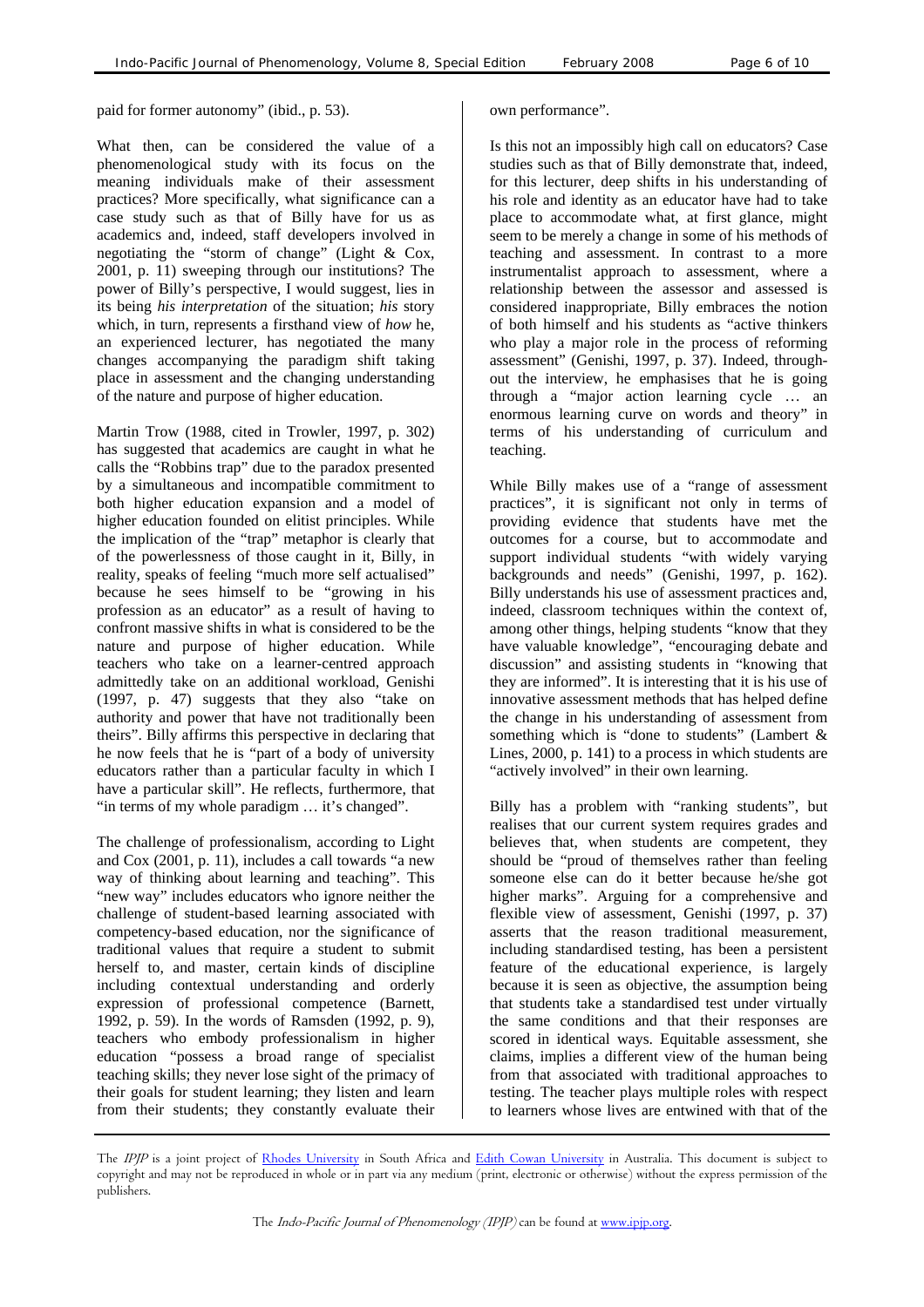paid for former autonomy" (ibid., p. 53).

What then, can be considered the value of a phenomenological study with its focus on the meaning individuals make of their assessment practices? More specifically, what significance can a case study such as that of Billy have for us as academics and, indeed, staff developers involved in negotiating the "storm of change" (Light & Cox, 2001, p. 11) sweeping through our institutions? The power of Billy's perspective, I would suggest, lies in its being *his interpretation* of the situation; *his* story which, in turn, represents a firsthand view of *how* he, an experienced lecturer, has negotiated the many changes accompanying the paradigm shift taking place in assessment and the changing understanding of the nature and purpose of higher education.

Martin Trow (1988, cited in Trowler, 1997, p. 302) has suggested that academics are caught in what he calls the "Robbins trap" due to the paradox presented by a simultaneous and incompatible commitment to both higher education expansion and a model of higher education founded on elitist principles. While the implication of the "trap" metaphor is clearly that of the powerlessness of those caught in it, Billy, in reality, speaks of feeling "much more self actualised" because he sees himself to be "growing in his profession as an educator" as a result of having to confront massive shifts in what is considered to be the nature and purpose of higher education. While teachers who take on a learner-centred approach admittedly take on an additional workload, Genishi (1997, p. 47) suggests that they also "take on authority and power that have not traditionally been theirs". Billy affirms this perspective in declaring that he now feels that he is "part of a body of university educators rather than a particular faculty in which I have a particular skill". He reflects, furthermore, that "in terms of my whole paradigm … it's changed".

The challenge of professionalism, according to Light and Cox (2001, p. 11), includes a call towards "a new way of thinking about learning and teaching". This "new way" includes educators who ignore neither the challenge of student-based learning associated with competency-based education, nor the significance of traditional values that require a student to submit herself to, and master, certain kinds of discipline including contextual understanding and orderly expression of professional competence (Barnett, 1992, p. 59). In the words of Ramsden (1992, p. 9), teachers who embody professionalism in higher education "possess a broad range of specialist teaching skills; they never lose sight of the primacy of their goals for student learning; they listen and learn from their students; they constantly evaluate their own performance".

Is this not an impossibly high call on educators? Case studies such as that of Billy demonstrate that, indeed, for this lecturer, deep shifts in his understanding of his role and identity as an educator have had to take place to accommodate what, at first glance, might seem to be merely a change in some of his methods of teaching and assessment. In contrast to a more instrumentalist approach to assessment, where a relationship between the assessor and assessed is considered inappropriate, Billy embraces the notion of both himself and his students as "active thinkers who play a major role in the process of reforming assessment" (Genishi, 1997, p. 37). Indeed, throughout the interview, he emphasises that he is going through a "major action learning cycle … an enormous learning curve on words and theory" in terms of his understanding of curriculum and teaching.

While Billy makes use of a "range of assessment practices", it is significant not only in terms of providing evidence that students have met the outcomes for a course, but to accommodate and support individual students "with widely varying backgrounds and needs" (Genishi, 1997, p. 162). Billy understands his use of assessment practices and, indeed, classroom techniques within the context of, among other things, helping students "know that they have valuable knowledge", "encouraging debate and discussion" and assisting students in "knowing that they are informed". It is interesting that it is his use of innovative assessment methods that has helped define the change in his understanding of assessment from something which is "done to students" (Lambert & Lines, 2000, p. 141) to a process in which students are "actively involved" in their own learning.

Billy has a problem with "ranking students", but realises that our current system requires grades and believes that, when students are competent, they should be "proud of themselves rather than feeling someone else can do it better because he/she got higher marks". Arguing for a comprehensive and flexible view of assessment, Genishi (1997, p. 37) asserts that the reason traditional measurement, including standardised testing, has been a persistent feature of the educational experience, is largely because it is seen as objective, the assumption being that students take a standardised test under virtually the same conditions and that their responses are scored in identical ways. Equitable assessment, she claims, implies a different view of the human being from that associated with traditional approaches to testing. The teacher plays multiple roles with respect to learners whose lives are entwined with that of the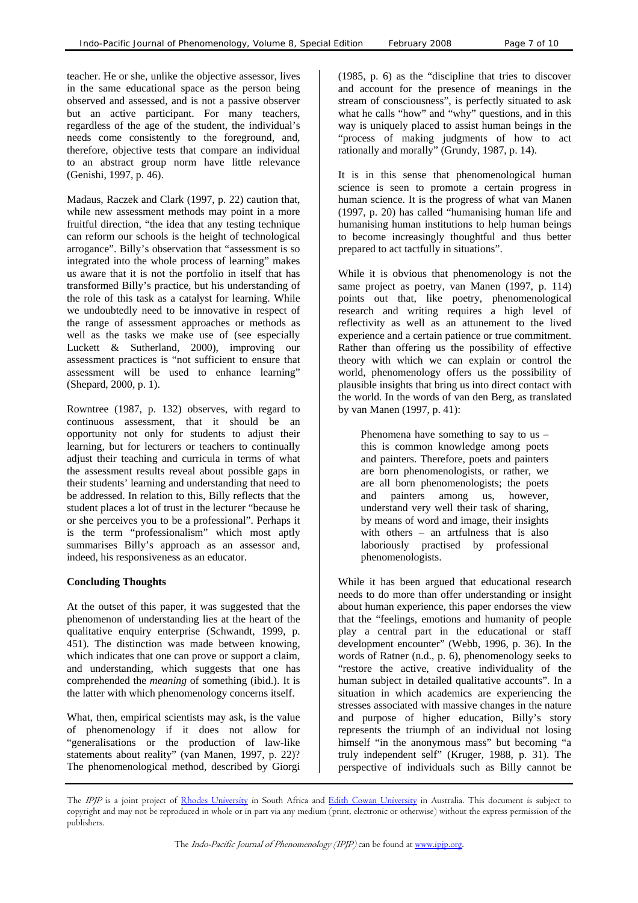teacher. He or she, unlike the objective assessor, lives in the same educational space as the person being observed and assessed, and is not a passive observer but an active participant. For many teachers, regardless of the age of the student, the individual's needs come consistently to the foreground, and, therefore, objective tests that compare an individual to an abstract group norm have little relevance (Genishi, 1997, p. 46).

Madaus, Raczek and Clark (1997, p. 22) caution that, while new assessment methods may point in a more fruitful direction, "the idea that any testing technique can reform our schools is the height of technological arrogance". Billy's observation that "assessment is so integrated into the whole process of learning" makes us aware that it is not the portfolio in itself that has transformed Billy's practice, but his understanding of the role of this task as a catalyst for learning. While we undoubtedly need to be innovative in respect of the range of assessment approaches or methods as well as the tasks we make use of (see especially Luckett & Sutherland, 2000), improving our assessment practices is "not sufficient to ensure that assessment will be used to enhance learning" (Shepard, 2000, p. 1).

Rowntree (1987, p. 132) observes, with regard to continuous assessment, that it should be an opportunity not only for students to adjust their learning, but for lecturers or teachers to continually adjust their teaching and curricula in terms of what the assessment results reveal about possible gaps in their students' learning and understanding that need to be addressed. In relation to this, Billy reflects that the student places a lot of trust in the lecturer "because he or she perceives you to be a professional". Perhaps it is the term "professionalism" which most aptly summarises Billy's approach as an assessor and, indeed, his responsiveness as an educator.

**Concluding Thoughts**

At the outset of this paper, it was suggested that the phenomenon of understanding lies at the heart of the qualitative enquiry enterprise (Schwandt, 1999, p. 451). The distinction was made between knowing, which indicates that one can prove or support a claim, and understanding, which suggests that one has comprehended the *meaning* of something (ibid.). It is the latter with which phenomenology concerns itself.

What, then, empirical scientists may ask, is the value of phenomenology if it does not allow for "generalisations or the production of law-like statements about reality" (van Manen, 1997, p. 22)? The phenomenological method, described by Giorgi (1985, p. 6) as the "discipline that tries to discover and account for the presence of meanings in the stream of consciousness", is perfectly situated to ask what he calls "how" and "why" questions, and in this way is uniquely placed to assist human beings in the "process of making judgments of how to act rationally and morally" (Grundy, 1987, p. 14).

It is in this sense that phenomenological human science is seen to promote a certain progress in human science. It is the progress of what van Manen (1997, p. 20) has called "humanising human life and humanising human institutions to help human beings to become increasingly thoughtful and thus better prepared to act tactfully in situations".

While it is obvious that phenomenology is not the same project as poetry, van Manen (1997, p. 114) points out that, like poetry, phenomenological research and writing requires a high level of reflectivity as well as an attunement to the lived experience and a certain patience or true commitment. Rather than offering us the possibility of effective theory with which we can explain or control the world, phenomenology offers us the possibility of plausible insights that bring us into direct contact with the world. In the words of van den Berg, as translated by van Manen (1997, p. 41):

> Phenomena have something to say to us – this is common knowledge among poets and painters. Therefore, poets and painters are born phenomenologists, or rather, we are all born phenomenologists; the poets and painters among us, however, understand very well their task of sharing, by means of word and image, their insights with others – an artfulness that is also laboriously practised by professional phenomenologists.

While it has been argued that educational research needs to do more than offer understanding or insight about human experience, this paper endorses the view that the "feelings, emotions and humanity of people play a central part in the educational or staff development encounter" (Webb, 1996, p. 36). In the words of Ratner (n.d., p. 6), phenomenology seeks to "restore the active, creative individuality of the human subject in detailed qualitative accounts". In a situation in which academics are experiencing the stresses associated with massive changes in the nature and purpose of higher education, Billy's story represents the triumph of an individual not losing himself "in the anonymous mass" but becoming "a truly independent self" (Kruger, 1988, p. 31). The perspective of individuals such as Billy cannot be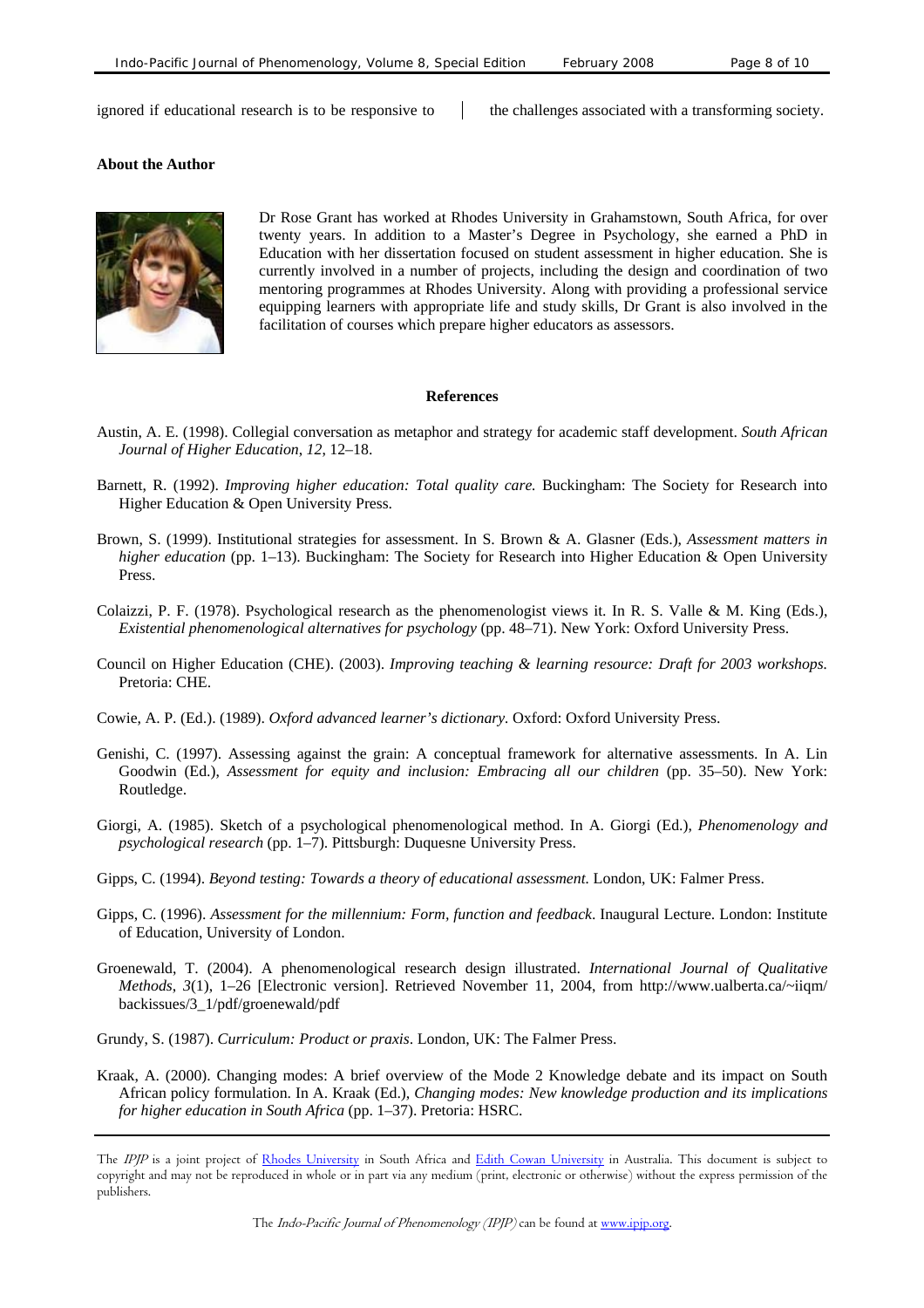ignored if educational research is to be responsive to the challenges associated with a transforming society.

**About the Author**

Dr Rose Grant has worked at Rhodes University in Grahamstown, South Africa, for over twenty years. In addition to a Master's Degree in Psychology, she earned a PhD in Education with her dissertation focused on student assessment in higher education. She is currently involved in a number of projects, including the design and coordination of two mentoring programmes at Rhodes University. Along with providing a professional service equipping learners with appropriate life and study skills, Dr Grant is also involved in the facilitation of courses which prepare higher educators as assessors.

## References

Austin, A. E. (1998). Collegial conversation as metaphor and strategy for academic staff development. *South African Journal of Higher Education*, *12*, 12–18.

Barnett, R. (1992). *Improving higher education: Total quality care.* Buckingham: The Society for Research into Higher Education & Open University Press.

Brown, S. (1999). Institutional strategies for assessment. In S. Brown & A. Glasner (Eds.), *Assessment matters in higher education* (pp. 1–13). Buckingham: The Society for Research into Higher Education & Open University Press.

Colaizzi, P. F. (1978). Psychological research as the phenomenologist views it. In R. S. Valle & M. King (Eds.), *Existential phenomenological alternatives for psychology* (pp. 48–71). New York: Oxford University Press.

Council on Higher Education (CHE). (2003). *Improving teaching & learning resource: Draft for 2003 workshops.* Pretoria: CHE.

Cowie, A. P. (Ed.). (1989). *Oxford advanced learner's dictionary.* Oxford: Oxford University Press.

Genishi, C. (1997). Assessing against the grain: A conceptual framework for alternative assessments. In A. Lin Goodwin (Ed.), *Assessment for equity and inclusion: Embracing all our children* (pp. 35–50). New York: Routledge.

Giorgi, A. (1985). Sketch of a psychological phenomenological method. In A. Giorgi (Ed.), *Phenomenology and psychological research* (pp. 1–7). Pittsburgh: Duquesne University Press.

Gipps, C. (1994). *Beyond testing: Towards a theory of educational assessment.* London, UK: Falmer Press.

Gipps, C. (1996). *Assessment for the millennium: Form, function and feedback*. Inaugural Lecture. London: Institute of Education, University of London.

Groenewald, T. (2004). A phenomenological research design illustrated. *International Journal of Qualitative Methods*, *3*(1), 1–26 [Electronic version]. Retrieved November 11, 2004, from http://www.ualberta.ca/~iiqm/backissues/3_1/pdf/groenewald/pdf

Grundy, S. (1987). *Curriculum: Product or praxis*. London, UK: The Falmer Press.

Kraak, A. (2000). Changing modes: A brief overview of the Mode 2 Knowledge debate and its impact on South African policy formulation. In A. Kraak (Ed.), *Changing modes: New knowledge production and its implications for higher education in South Africa* (pp. 1–37). Pretoria: HSRC.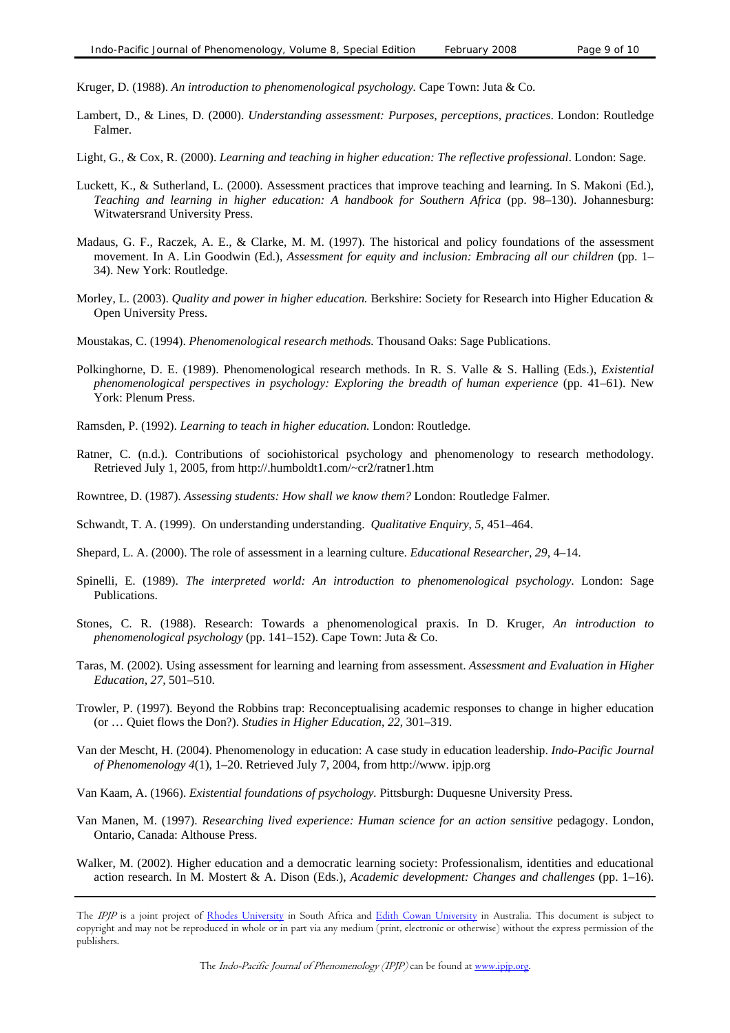Kruger, D. (1988). *An introduction to phenomenological psychology.* Cape Town: Juta & Co.

Lambert, D., & Lines, D. (2000). *Understanding assessment: Purposes, perceptions, practices*. London: Routledge Falmer.

Light, G., & Cox, R. (2000). *Learning and teaching in higher education: The reflective professional*. London: Sage.

Luckett, K., & Sutherland, L. (2000). Assessment practices that improve teaching and learning. In S. Makoni (Ed.), *Teaching and learning in higher education: A handbook for Southern Africa* (pp. 98–130). Johannesburg: Witwatersrand University Press.

Madaus, G. F., Raczek, A. E., & Clarke, M. M. (1997). The historical and policy foundations of the assessment movement. In A. Lin Goodwin (Ed.), *Assessment for equity and inclusion: Embracing all our children* (pp. 1–34). New York: Routledge.

Morley, L. (2003). *Quality and power in higher education.* Berkshire: Society for Research into Higher Education & Open University Press.

Moustakas, C. (1994). *Phenomenological research methods.* Thousand Oaks: Sage Publications.

Polkinghorne, D. E. (1989). Phenomenological research methods. In R. S. Valle & S. Halling (Eds.), *Existential phenomenological perspectives in psychology: Exploring the breadth of human experience* (pp. 41–61). New York: Plenum Press.

Ramsden, P. (1992). *Learning to teach in higher education.* London: Routledge.

Ratner, C. (n.d.). Contributions of sociohistorical psychology and phenomenology to research methodology. Retrieved July 1, 2005, from http://.humboldt1.com/~cr2/ratner1.htm

Rowntree, D. (1987). *Assessing students: How shall we know them?* London: Routledge Falmer.

Schwandt, T. A. (1999). On understanding understanding. *Qualitative Enquiry*, *5*, 451–464.

Shepard, L. A. (2000). The role of assessment in a learning culture. *Educational Researcher*, *29*, 4–14.

Spinelli, E. (1989). *The interpreted world: An introduction to phenomenological psychology*. London: Sage Publications.

Stones, C. R. (1988). Research: Towards a phenomenological praxis. In D. Kruger, *An introduction to phenomenological psychology* (pp. 141–152). Cape Town: Juta & Co.

Taras, M. (2002). Using assessment for learning and learning from assessment. *Assessment and Evaluation in Higher Education*, *27*, 501–510.

Trowler, P. (1997). Beyond the Robbins trap: Reconceptualising academic responses to change in higher education (or … Quiet flows the Don?). *Studies in Higher Education*, *22*, 301–319.

Van der Mescht, H. (2004). Phenomenology in education: A case study in education leadership. *Indo-Pacific Journal of Phenomenology 4*(1), 1–20. Retrieved July 7, 2004, from http://www. ipjp.org

Van Kaam, A. (1966). *Existential foundations of psychology*. Pittsburgh: Duquesne University Press.

Van Manen, M. (1997). *Researching lived experience: Human science for an action sensitive* pedagogy. London, Ontario, Canada: Althouse Press.

Walker, M. (2002). Higher education and a democratic learning society: Professionalism, identities and educational action research. In M. Mostert & A. Dison (Eds.), *Academic development: Changes and challenges* (pp. 1–16).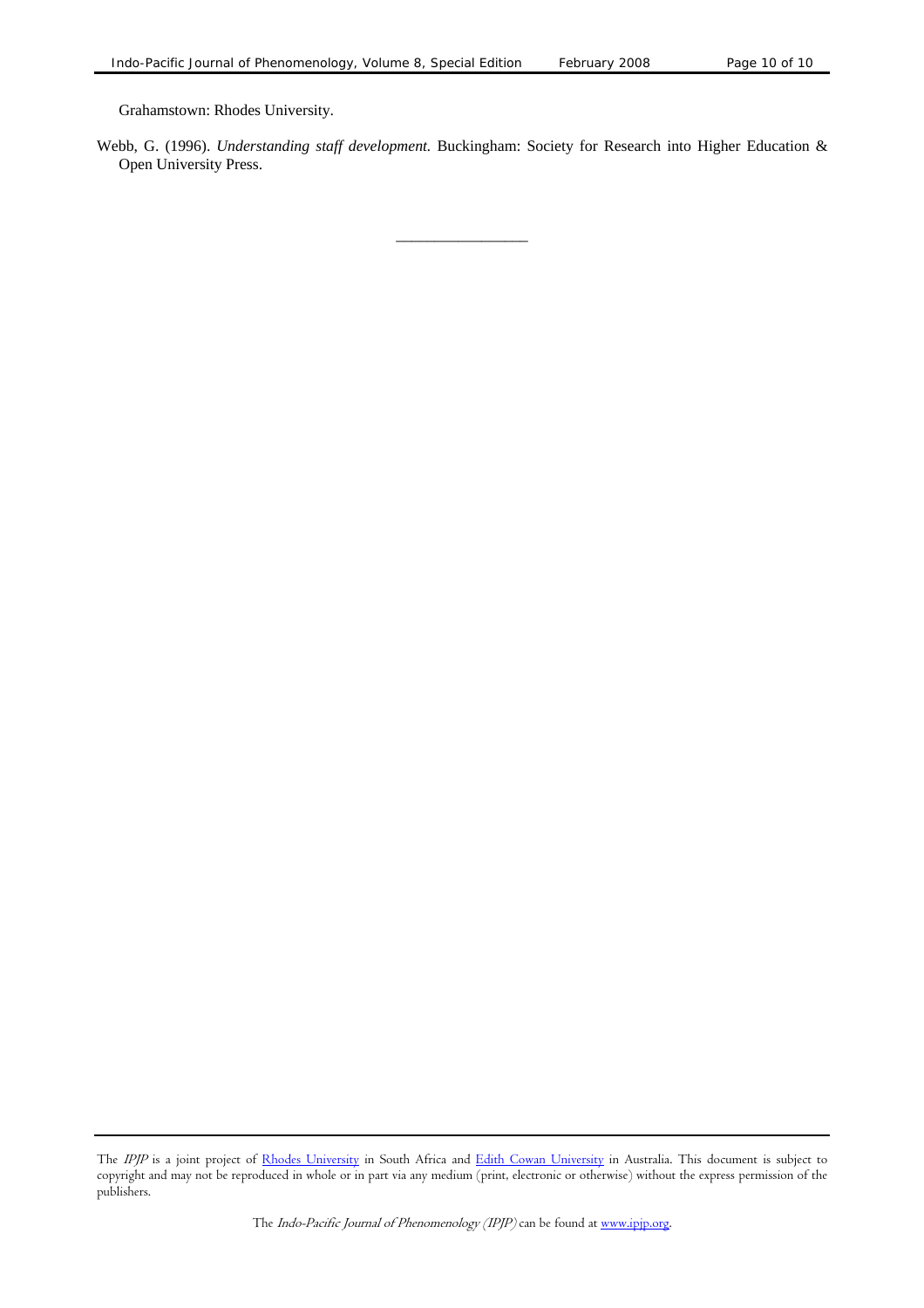Grahamstown: Rhodes University.

Webb, G. (1996). *Understanding staff development.* Buckingham: Society for Research into Higher Education & Open University Press.

______________

The *IPJP* is a joint project of Rhodes University in South Africa and Edith Cowan University in Australia. This document is subject to copyright and may not be reproduced in whole or in part via any medium (print, electronic or otherwise) without the express permission of the publishers.

The *Indo-Pacific Journal of Phenomenology (IPJP)* can be found at www.ipjp.org.